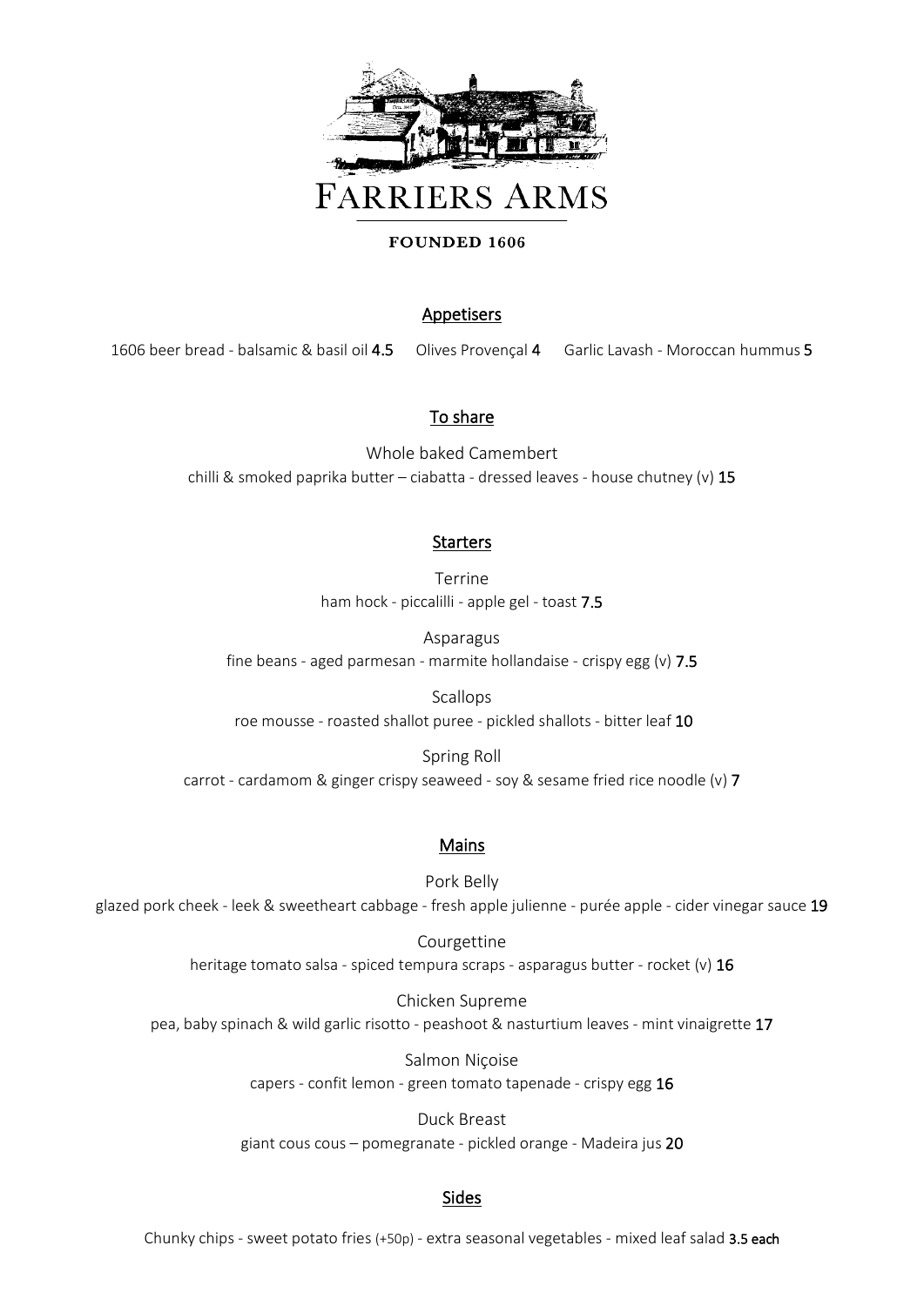# FARRIERS ARMS

**FOUNDED 1606**

## Appetisers

1606 beer bread - balsamic & basil oil **4.5** Olives Provençal **4** Garlic Lavash - Moroccan hummus **5**

## To share

Whole baked Camembert
chilli & smoked paprika butter – ciabatta - dressed leaves - house chutney (v) **15**

## Starters

Terrine
ham hock - piccalilli - apple gel - toast **7.5**

Asparagus
fine beans - aged parmesan - marmite hollandaise - crispy egg (v) **7.5**

Scallops
roe mousse - roasted shallot puree - pickled shallots - bitter leaf **10**

Spring Roll
carrot - cardamom & ginger crispy seaweed - soy & sesame fried rice noodle (v) **7**

## Mains

Pork Belly
glazed pork cheek - leek & sweetheart cabbage - fresh apple julienne - purée apple - cider vinegar sauce **19**

Courgettine
heritage tomato salsa - spiced tempura scraps - asparagus butter - rocket (v) **16**

Chicken Supreme
pea, baby spinach & wild garlic risotto - peashoot & nasturtium leaves - mint vinaigrette **17**

Salmon Niçoise
capers - confit lemon - green tomato tapenade - crispy egg **16**

Duck Breast
giant cous cous – pomegranate - pickled orange - Madeira jus **20**

## Sides

Chunky chips - sweet potato fries (+50p) - extra seasonal vegetables - mixed leaf salad **3.5 each**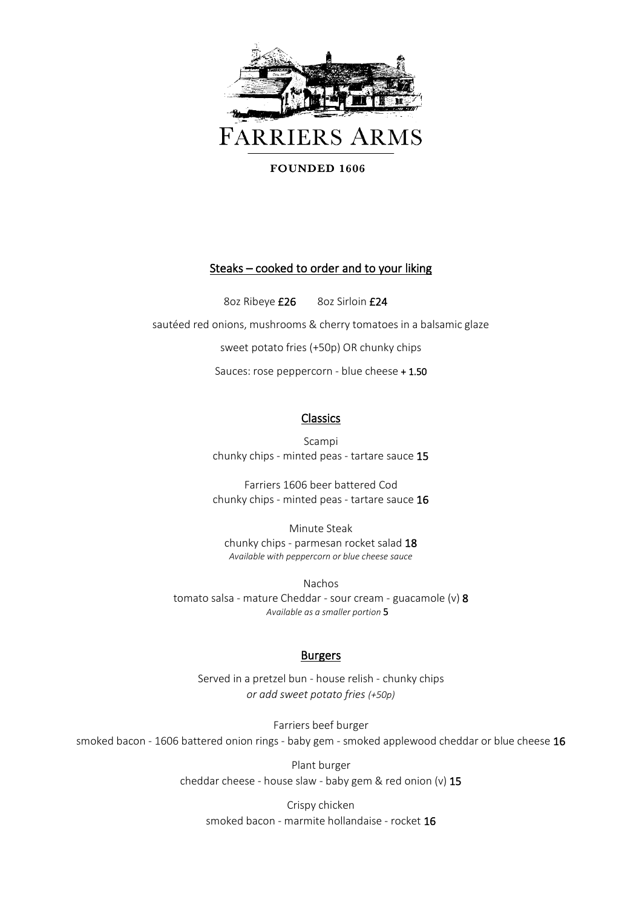# FARRIERS ARMS

**FOUNDED 1606**

## Steaks – cooked to order and to your liking

8oz Ribeye **£26** 8oz Sirloin **£24**

sautéed red onions, mushrooms & cherry tomatoes in a balsamic glaze

sweet potato fries (+50p) OR chunky chips

Sauces: rose peppercorn - blue cheese **+ 1.50**

## Classics

Scampi
chunky chips - minted peas - tartare sauce **15**

Farriers 1606 beer battered Cod
chunky chips - minted peas - tartare sauce **16**

Minute Steak
chunky chips - parmesan rocket salad **18**
*Available with peppercorn or blue cheese sauce*

Nachos
tomato salsa - mature Cheddar - sour cream - guacamole (v) **8**
*Available as a smaller portion* **5**

## Burgers

Served in a pretzel bun - house relish - chunky chips
*or add sweet potato fries (+50p)*

Farriers beef burger
smoked bacon - 1606 battered onion rings - baby gem - smoked applewood cheddar or blue cheese **16**

Plant burger
cheddar cheese - house slaw - baby gem & red onion (v) **15**

Crispy chicken
smoked bacon - marmite hollandaise - rocket **16**